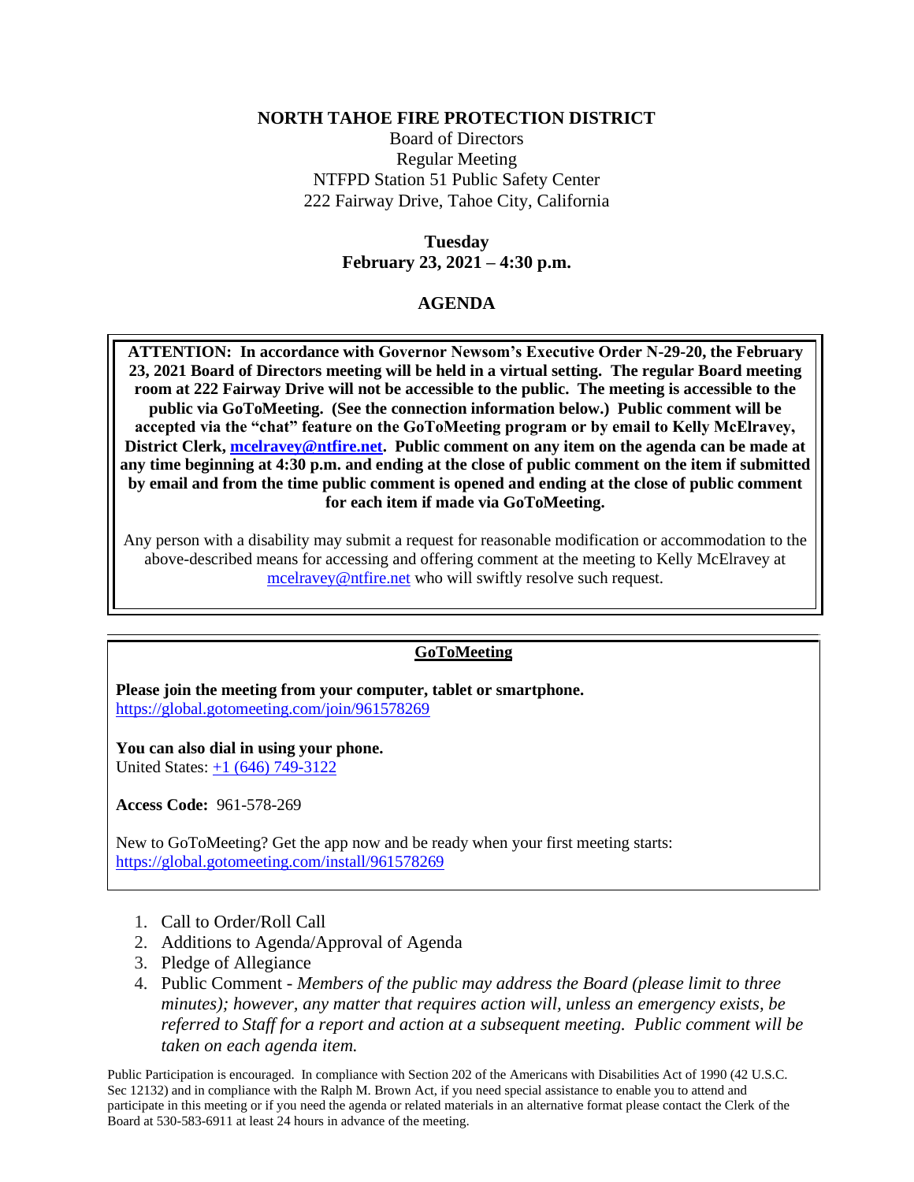# NORTH TAHOE FIRE PROTECTION DISTRICT

Board of Directors
Regular Meeting
NTFPD Station 51 Public Safety Center
222 Fairway Drive, Tahoe City, California

**Tuesday**
**February 23, 2021 – 4:30 p.m.**

## AGENDA

**ATTENTION: In accordance with Governor Newsom's Executive Order N-29-20, the February 23, 2021 Board of Directors meeting will be held in a virtual setting. The regular Board meeting room at 222 Fairway Drive will not be accessible to the public. The meeting is accessible to the public via GoToMeeting. (See the connection information below.) Public comment will be accepted via the "chat" feature on the GoToMeeting program or by email to Kelly McElravey, District Clerk, mcelravey@ntfire.net. Public comment on any item on the agenda can be made at any time beginning at 4:30 p.m. and ending at the close of public comment on the item if submitted by email and from the time public comment is opened and ending at the close of public comment for each item if made via GoToMeeting.**

Any person with a disability may submit a request for reasonable modification or accommodation to the above-described means for accessing and offering comment at the meeting to Kelly McElravey at mcelravey@ntfire.net who will swiftly resolve such request.

---

### GoToMeeting

**Please join the meeting from your computer, tablet or smartphone.**
https://global.gotomeeting.com/join/961578269

**You can also dial in using your phone.**
United States: +1 (646) 749-3122

**Access Code:** 961-578-269

New to GoToMeeting? Get the app now and be ready when your first meeting starts:
https://global.gotomeeting.com/install/961578269

---

1. Call to Order/Roll Call
2. Additions to Agenda/Approval of Agenda
3. Pledge of Allegiance
4. Public Comment - *Members of the public may address the Board (please limit to three minutes); however, any matter that requires action will, unless an emergency exists, be referred to Staff for a report and action at a subsequent meeting. Public comment will be taken on each agenda item.*

Public Participation is encouraged. In compliance with Section 202 of the Americans with Disabilities Act of 1990 (42 U.S.C. Sec 12132) and in compliance with the Ralph M. Brown Act, if you need special assistance to enable you to attend and participate in this meeting or if you need the agenda or related materials in an alternative format please contact the Clerk of the Board at 530-583-6911 at least 24 hours in advance of the meeting.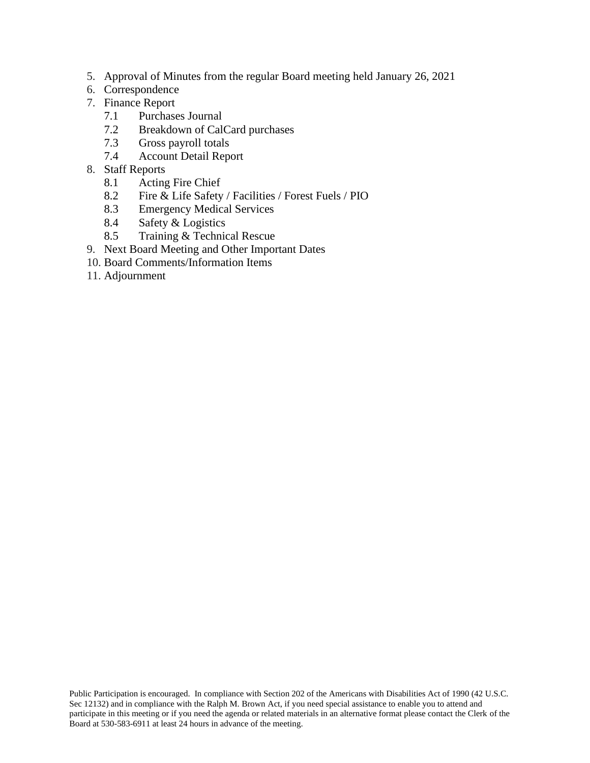5. Approval of Minutes from the regular Board meeting held January 26, 2021
6. Correspondence
7. Finance Report
   - 7.1 Purchases Journal
   - 7.2 Breakdown of CalCard purchases
   - 7.3 Gross payroll totals
   - 7.4 Account Detail Report
8. Staff Reports
   - 8.1 Acting Fire Chief
   - 8.2 Fire & Life Safety / Facilities / Forest Fuels / PIO
   - 8.3 Emergency Medical Services
   - 8.4 Safety & Logistics
   - 8.5 Training & Technical Rescue
9. Next Board Meeting and Other Important Dates
10. Board Comments/Information Items
11. Adjournment

Public Participation is encouraged. In compliance with Section 202 of the Americans with Disabilities Act of 1990 (42 U.S.C. Sec 12132) and in compliance with the Ralph M. Brown Act, if you need special assistance to enable you to attend and participate in this meeting or if you need the agenda or related materials in an alternative format please contact the Clerk of the Board at 530-583-6911 at least 24 hours in advance of the meeting.